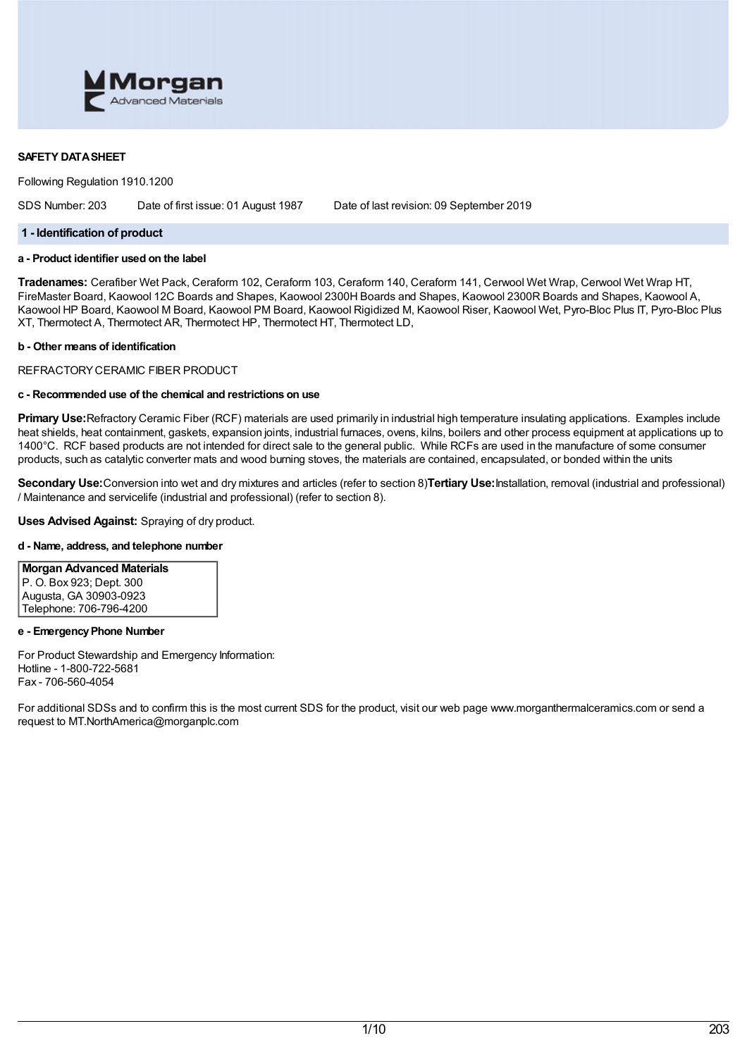**SAFETY DATA SHEET**

Following Regulation 1910.1200

SDS Number: 203 Date of first issue: 01 August 1987 Date of last revision: 09 September 2019

## 1 - Identification of product

### a - Product identifier used on the label

**Tradenames:** Cerafiber Wet Pack, Ceraform 102, Ceraform 103, Ceraform 140, Ceraform 141, Cerwool Wet Wrap, Cerwool Wet Wrap HT, FireMaster Board, Kaowool 12C Boards and Shapes, Kaowool 2300H Boards and Shapes, Kaowool 2300R Boards and Shapes, Kaowool A, Kaowool HP Board, Kaowool M Board, Kaowool PM Board, Kaowool Rigidized M, Kaowool Riser, Kaowool Wet, Pyro-Bloc Plus IT, Pyro-Bloc Plus XT, Thermotect A, Thermotect AR, Thermotect HP, Thermotect HT, Thermotect LD,

### b - Other means of identification

REFRACTORY CERAMIC FIBER PRODUCT

### c - Recommended use of the chemical and restrictions on use

**Primary Use:** Refractory Ceramic Fiber (RCF) materials are used primarily in industrial high temperature insulating applications. Examples include heat shields, heat containment, gaskets, expansion joints, industrial furnaces, ovens, kilns, boilers and other process equipment at applications up to 1400°C. RCF based products are not intended for direct sale to the general public. While RCFs are used in the manufacture of some consumer products, such as catalytic converter mats and wood burning stoves, the materials are contained, encapsulated, or bonded within the units

**Secondary Use:** Conversion into wet and dry mixtures and articles (refer to section 8) **Tertiary Use:** Installation, removal (industrial and professional) / Maintenance and servicelife (industrial and professional) (refer to section 8).

**Uses Advised Against:** Spraying of dry product.

### d - Name, address, and telephone number

| **Morgan Advanced Materials** |
|---|
| P. O. Box 923; Dept. 300 |
| Augusta, GA 30903-0923 |
| Telephone: 706-796-4200 |

### e - Emergency Phone Number

For Product Stewardship and Emergency Information:
Hotline - 1-800-722-5681
Fax - 706-560-4054

For additional SDSs and to confirm this is the most current SDS for the product, visit our web page www.morganthermalceramics.com or send a request to MT.NorthAmerica@morganplc.com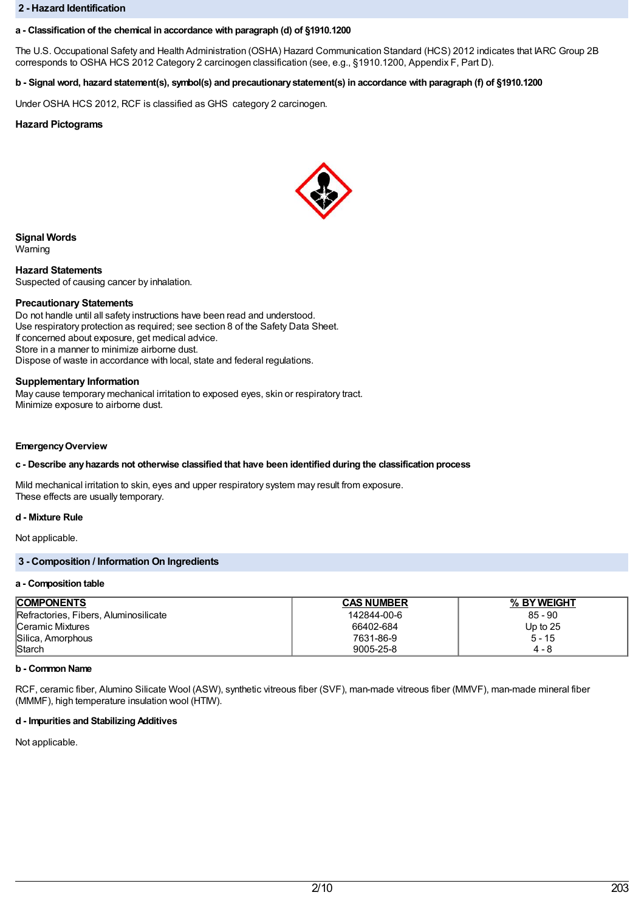## 2 - Hazard Identification

**a - Classification of the chemical in accordance with paragraph (d) of §1910.1200**

The U.S. Occupational Safety and Health Administration (OSHA) Hazard Communication Standard (HCS) 2012 indicates that IARC Group 2B corresponds to OSHA HCS 2012 Category 2 carcinogen classification (see, e.g., §1910.1200, Appendix F, Part D).

**b - Signal word, hazard statement(s), symbol(s) and precautionary statement(s) in accordance with paragraph (f) of §1910.1200**

Under OSHA HCS 2012, RCF is classified as GHS category 2 carcinogen.

**Hazard Pictograms**

**Signal Words**
Warning

**Hazard Statements**
Suspected of causing cancer by inhalation.

**Precautionary Statements**
Do not handle until all safety instructions have been read and understood.
Use respiratory protection as required; see section 8 of the Safety Data Sheet.
If concerned about exposure, get medical advice.
Store in a manner to minimize airborne dust.
Dispose of waste in accordance with local, state and federal regulations.

**Supplementary Information**
May cause temporary mechanical irritation to exposed eyes, skin or respiratory tract.
Minimize exposure to airborne dust.

**Emergency Overview**

**c - Describe any hazards not otherwise classified that have been identified during the classification process**

Mild mechanical irritation to skin, eyes and upper respiratory system may result from exposure.
These effects are usually temporary.

**d - Mixture Rule**

Not applicable.

## 3 - Composition / Information On Ingredients

**a - Composition table**

| COMPONENTS | CAS NUMBER | % BY WEIGHT |
|---|---|---|
| Refractories, Fibers, Aluminosilicate | 142844-00-6 | 85 - 90 |
| Ceramic Mixtures | 66402-684 | Up to 25 |
| Silica, Amorphous | 7631-86-9 | 5 - 15 |
| Starch | 9005-25-8 | 4 - 8 |

**b - Common Name**

RCF, ceramic fiber, Alumino Silicate Wool (ASW), synthetic vitreous fiber (SVF), man-made vitreous fiber (MMVF), man-made mineral fiber (MMMF), high temperature insulation wool (HTIW).

**d - Impurities and Stabilizing Additives**

Not applicable.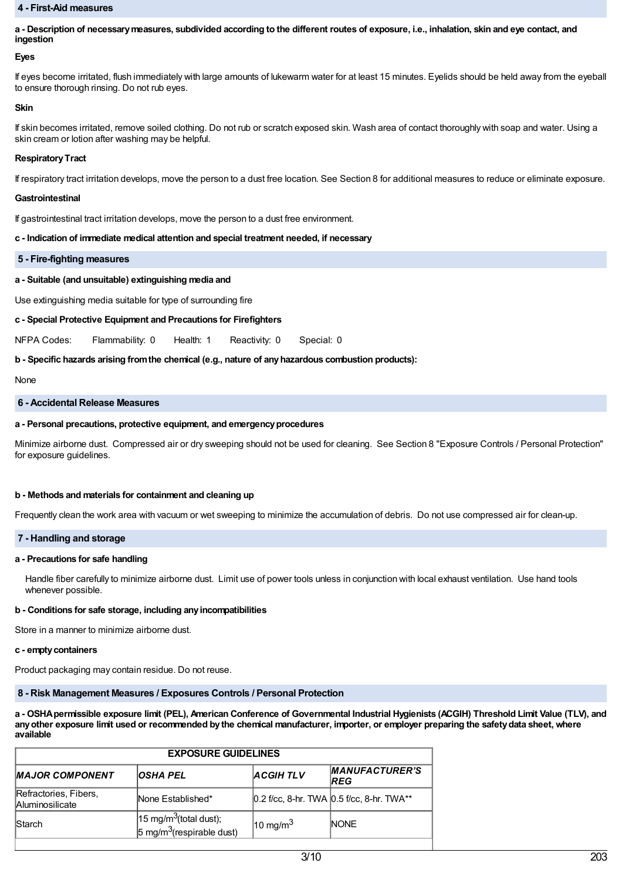## 4 - First-Aid measures

**a - Description of necessary measures, subdivided according to the different routes of exposure, i.e., inhalation, skin and eye contact, and ingestion**

**Eyes**

If eyes become irritated, flush immediately with large amounts of lukewarm water for at least 15 minutes. Eyelids should be held away from the eyeball to ensure thorough rinsing. Do not rub eyes.

**Skin**

If skin becomes irritated, remove soiled clothing. Do not rub or scratch exposed skin. Wash area of contact thoroughly with soap and water. Using a skin cream or lotion after washing may be helpful.

**Respiratory Tract**

If respiratory tract irritation develops, move the person to a dust free location. See Section 8 for additional measures to reduce or eliminate exposure.

**Gastrointestinal**

If gastrointestinal tract irritation develops, move the person to a dust free environment.

**c - Indication of immediate medical attention and special treatment needed, if necessary**

## 5 - Fire-fighting measures

**a - Suitable (and unsuitable) extinguishing media and**

Use extinguishing media suitable for type of surrounding fire

**c - Special Protective Equipment and Precautions for Firefighters**

NFPA Codes: Flammability: 0 Health: 1 Reactivity: 0 Special: 0

**b - Specific hazards arising from the chemical (e.g., nature of any hazardous combustion products):**

None

## 6 - Accidental Release Measures

**a - Personal precautions, protective equipment, and emergency procedures**

Minimize airborne dust. Compressed air or dry sweeping should not be used for cleaning. See Section 8 "Exposure Controls / Personal Protection" for exposure guidelines.

**b - Methods and materials for containment and cleaning up**

Frequently clean the work area with vacuum or wet sweeping to minimize the accumulation of debris. Do not use compressed air for clean-up.

## 7 - Handling and storage

**a - Precautions for safe handling**

Handle fiber carefully to minimize airborne dust. Limit use of power tools unless in conjunction with local exhaust ventilation. Use hand tools whenever possible.

**b - Conditions for safe storage, including any incompatibilities**

Store in a manner to minimize airborne dust.

**c - empty containers**

Product packaging may contain residue. Do not reuse.

## 8 - Risk Management Measures / Exposures Controls / Personal Protection

**a - OSHA permissible exposure limit (PEL), American Conference of Governmental Industrial Hygienists (ACGIH) Threshold Limit Value (TLV), and any other exposure limit used or recommended by the chemical manufacturer, importer, or employer preparing the safety data sheet, where available**

| EXPOSURE GUIDELINES | | | |
|---|---|---|---|
| ***MAJOR COMPONENT*** | ***OSHA PEL*** | ***ACGIH TLV*** | ***MANUFACTURER'S REG*** |
| Refractories, Fibers, Aluminosilicate | None Established* | 0.2 f/cc, 8-hr. TWA | 0.5 f/cc, 8-hr. TWA** |
| Starch | 15 mg/m$^3$(total dust); 5 mg/m$^3$(respirable dust) | 10 mg/m$^3$ | NONE |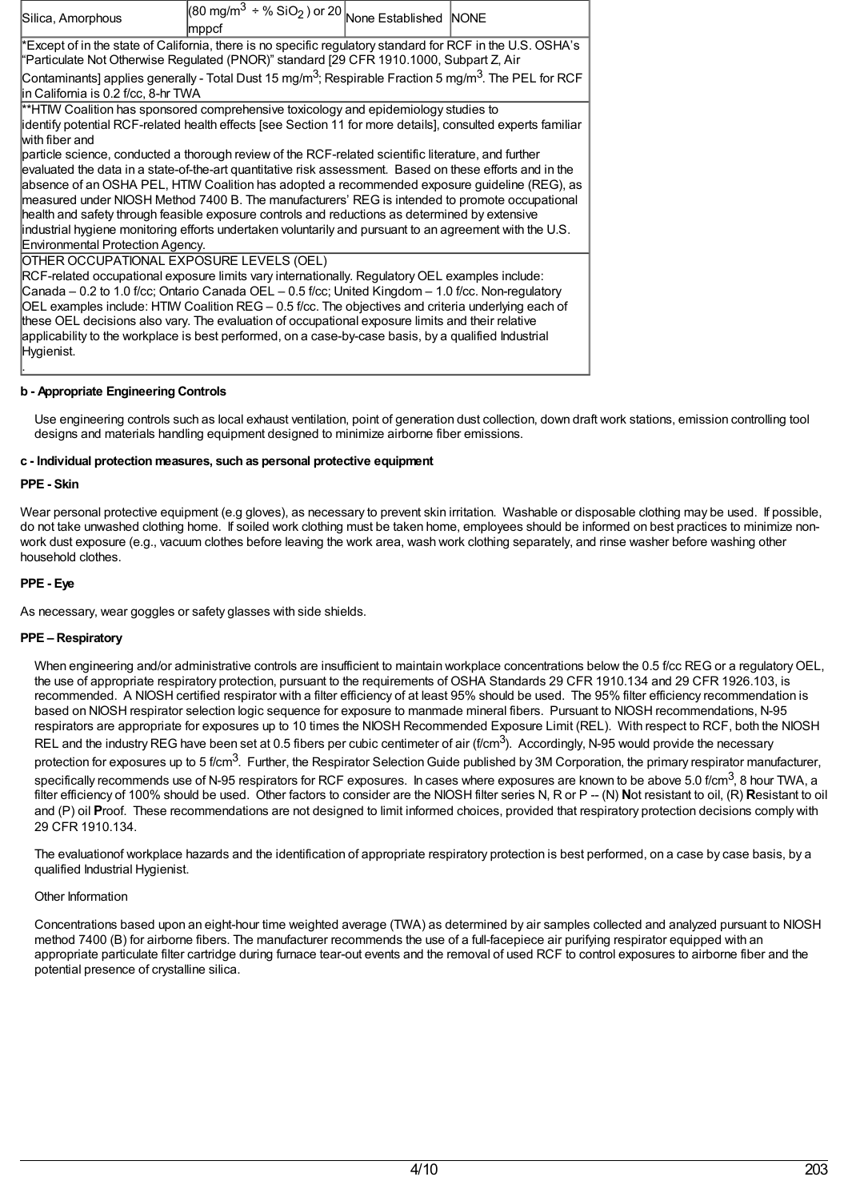| Silica, Amorphous | (80 mg/m$^3$ ÷ % $SiO_2$ ) or 20 mppcf | None Established | NONE |
|---|---|---|---|
| *Except of in the state of California, there is no specific regulatory standard for RCF in the U.S. OSHA's "Particulate Not Otherwise Regulated (PNOR)" standard [29 CFR 1910.1000, Subpart Z, Air Contaminants] applies generally - Total Dust 15 mg/m$^3$; Respirable Fraction 5 mg/m$^3$. The PEL for RCF in California is 0.2 f/cc, 8-hr TWA | | | |
| **HTIW Coalition has sponsored comprehensive toxicology and epidemiology studies to identify potential RCF-related health effects [see Section 11 for more details], consulted experts familiar with fiber and particle science, conducted a thorough review of the RCF-related scientific literature, and further evaluated the data in a state-of-the-art quantitative risk assessment. Based on these efforts and in the absence of an OSHA PEL, HTIW Coalition has adopted a recommended exposure guideline (REG), as measured under NIOSH Method 7400 B. The manufacturers' REG is intended to promote occupational health and safety through feasible exposure controls and reductions as determined by extensive industrial hygiene monitoring efforts undertaken voluntarily and pursuant to an agreement with the U.S. Environmental Protection Agency. | | | |
| OTHER OCCUPATIONAL EXPOSURE LEVELS (OEL) RCF-related occupational exposure limits vary internationally. Regulatory OEL examples include: Canada – 0.2 to 1.0 f/cc; Ontario Canada OEL – 0.5 f/cc; United Kingdom – 1.0 f/cc. Non-regulatory OEL examples include: HTIW Coalition REG – 0.5 f/cc. The objectives and criteria underlying each of these OEL decisions also vary. The evaluation of occupational exposure limits and their relative applicability to the workplace is best performed, on a case-by-case basis, by a qualified Industrial Hygienist. | | | |

**b - Appropriate Engineering Controls**

Use engineering controls such as local exhaust ventilation, point of generation dust collection, down draft work stations, emission controlling tool designs and materials handling equipment designed to minimize airborne fiber emissions.

**c - Individual protection measures, such as personal protective equipment**

**PPE - Skin**

Wear personal protective equipment (e.g gloves), as necessary to prevent skin irritation. Washable or disposable clothing may be used. If possible, do not take unwashed clothing home. If soiled work clothing must be taken home, employees should be informed on best practices to minimize non-work dust exposure (e.g., vacuum clothes before leaving the work area, wash work clothing separately, and rinse washer before washing other household clothes.

**PPE - Eye**

As necessary, wear goggles or safety glasses with side shields.

**PPE – Respiratory**

When engineering and/or administrative controls are insufficient to maintain workplace concentrations below the 0.5 f/cc REG or a regulatory OEL, the use of appropriate respiratory protection, pursuant to the requirements of OSHA Standards 29 CFR 1910.134 and 29 CFR 1926.103, is recommended. A NIOSH certified respirator with a filter efficiency of at least 95% should be used. The 95% filter efficiency recommendation is based on NIOSH respirator selection logic sequence for exposure to manmade mineral fibers. Pursuant to NIOSH recommendations, N-95 respirators are appropriate for exposures up to 10 times the NIOSH Recommended Exposure Limit (REL). With respect to RCF, both the NIOSH REL and the industry REG have been set at 0.5 fibers per cubic centimeter of air (f/cm$^3$). Accordingly, N-95 would provide the necessary protection for exposures up to 5 f/cm$^3$. Further, the Respirator Selection Guide published by 3M Corporation, the primary respirator manufacturer, specifically recommends use of N-95 respirators for RCF exposures. In cases where exposures are known to be above 5.0 f/cm$^3$, 8 hour TWA, a filter efficiency of 100% should be used. Other factors to consider are the NIOSH filter series N, R or P -- (N) **N**ot resistant to oil, (R) **R**esistant to oil and (P) oil **P**roof. These recommendations are not designed to limit informed choices, provided that respiratory protection decisions comply with 29 CFR 1910.134.

The evaluationof workplace hazards and the identification of appropriate respiratory protection is best performed, on a case by case basis, by a qualified Industrial Hygienist.

Other Information

Concentrations based upon an eight-hour time weighted average (TWA) as determined by air samples collected and analyzed pursuant to NIOSH method 7400 (B) for airborne fibers. The manufacturer recommends the use of a full-facepiece air purifying respirator equipped with an appropriate particulate filter cartridge during furnace tear-out events and the removal of used RCF to control exposures to airborne fiber and the potential presence of crystalline silica.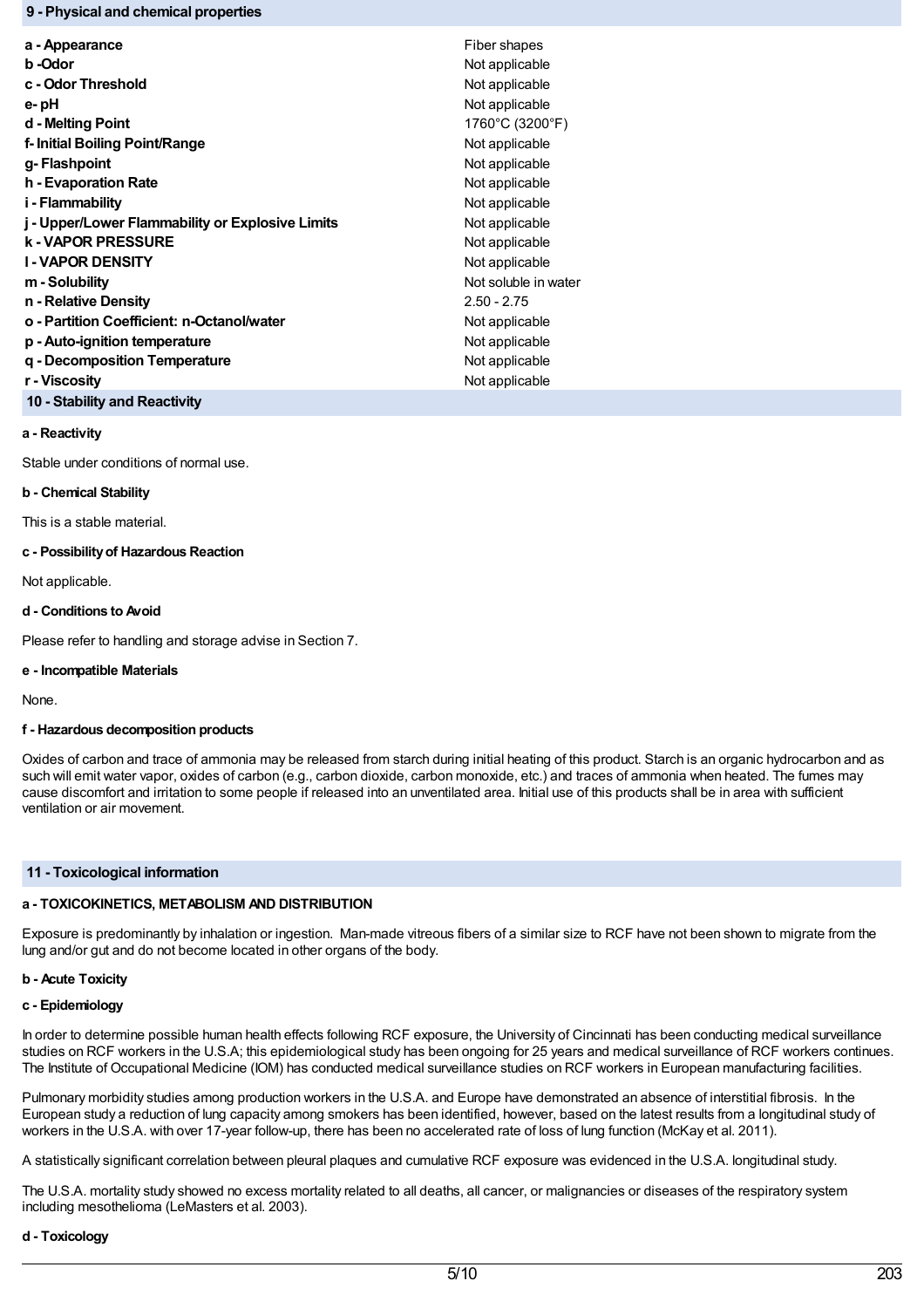## 9 - Physical and chemical properties

| | |
|---|---|
| **a - Appearance** | Fiber shapes |
| **b -Odor** | Not applicable |
| **c - Odor Threshold** | Not applicable |
| **e- pH** | Not applicable |
| **d - Melting Point** | 1760°C (3200°F) |
| **f- Initial Boiling Point/Range** | Not applicable |
| **g- Flashpoint** | Not applicable |
| **h - Evaporation Rate** | Not applicable |
| **i - Flammability** | Not applicable |
| **j - Upper/Lower Flammability or Explosive Limits** | Not applicable |
| **k - VAPOR PRESSURE** | Not applicable |
| **l - VAPOR DENSITY** | Not applicable |
| **m - Solubility** | Not soluble in water |
| **n - Relative Density** | 2.50 - 2.75 |
| **o - Partition Coefficient: n-Octanol/water** | Not applicable |
| **p - Auto-ignition temperature** | Not applicable |
| **q - Decomposition Temperature** | Not applicable |
| **r - Viscosity** | Not applicable |

## 10 - Stability and Reactivity

**a - Reactivity**

Stable under conditions of normal use.

**b - Chemical Stability**

This is a stable material.

**c - Possibility of Hazardous Reaction**

Not applicable.

**d - Conditions to Avoid**

Please refer to handling and storage advise in Section 7.

**e - Incompatible Materials**

None.

**f - Hazardous decomposition products**

Oxides of carbon and trace of ammonia may be released from starch during initial heating of this product. Starch is an organic hydrocarbon and as such will emit water vapor, oxides of carbon (e.g., carbon dioxide, carbon monoxide, etc.) and traces of ammonia when heated. The fumes may cause discomfort and irritation to some people if released into an unventilated area. Initial use of this products shall be in area with sufficient ventilation or air movement.

## 11 - Toxicological information

**a - TOXICOKINETICS, METABOLISM AND DISTRIBUTION**

Exposure is predominantly by inhalation or ingestion. Man-made vitreous fibers of a similar size to RCF have not been shown to migrate from the lung and/or gut and do not become located in other organs of the body.

**b - Acute Toxicity**

**c - Epidemiology**

In order to determine possible human health effects following RCF exposure, the University of Cincinnati has been conducting medical surveillance studies on RCF workers in the U.S.A; this epidemiological study has been ongoing for 25 years and medical surveillance of RCF workers continues. The Institute of Occupational Medicine (IOM) has conducted medical surveillance studies on RCF workers in European manufacturing facilities.

Pulmonary morbidity studies among production workers in the U.S.A. and Europe have demonstrated an absence of interstitial fibrosis. In the European study a reduction of lung capacity among smokers has been identified, however, based on the latest results from a longitudinal study of workers in the U.S.A. with over 17-year follow-up, there has been no accelerated rate of loss of lung function (McKay et al. 2011).

A statistically significant correlation between pleural plaques and cumulative RCF exposure was evidenced in the U.S.A. longitudinal study.

The U.S.A. mortality study showed no excess mortality related to all deaths, all cancer, or malignancies or diseases of the respiratory system including mesothelioma (LeMasters et al. 2003).

**d - Toxicology**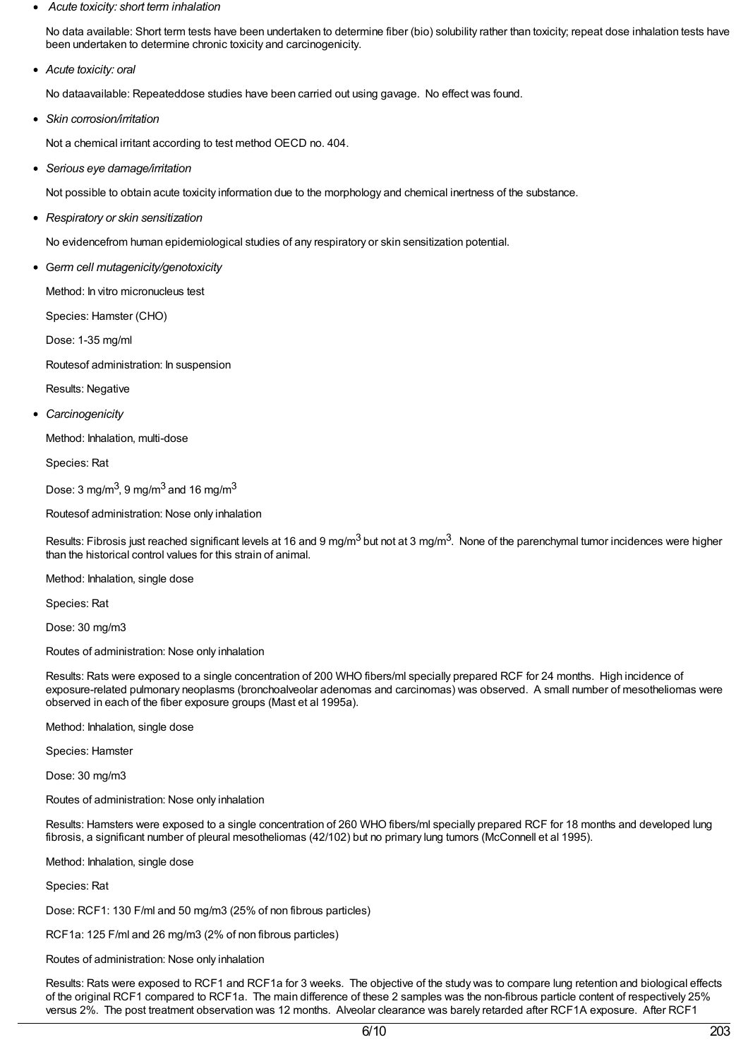- *Acute toxicity: short term inhalation*

  No data available: Short term tests have been undertaken to determine fiber (bio) solubility rather than toxicity; repeat dose inhalation tests have been undertaken to determine chronic toxicity and carcinogenicity.

- *Acute toxicity: oral*

  No dataavailable: Repeateddose studies have been carried out using gavage. No effect was found.

- *Skin corrosion/irritation*

  Not a chemical irritant according to test method OECD no. 404.

- *Serious eye damage/irritation*

  Not possible to obtain acute toxicity information due to the morphology and chemical inertness of the substance.

- *Respiratory or skin sensitization*

  No evidencefrom human epidemiological studies of any respiratory or skin sensitization potential.

- *Germ cell mutagenicity/genotoxicity*

  Method: In vitro micronucleus test

  Species: Hamster (CHO)

  Dose: 1-35 mg/ml

  Routesof administration: In suspension

  Results: Negative

- *Carcinogenicity*

  Method: Inhalation, multi-dose

  Species: Rat

  Dose: 3 mg/m$^3$, 9 mg/m$^3$ and 16 mg/m$^3$

  Routesof administration: Nose only inhalation

  Results: Fibrosis just reached significant levels at 16 and 9 mg/m$^3$ but not at 3 mg/m$^3$. None of the parenchymal tumor incidences were higher than the historical control values for this strain of animal.

  Method: Inhalation, single dose

  Species: Rat

  Dose: 30 mg/m3

  Routes of administration: Nose only inhalation

  Results: Rats were exposed to a single concentration of 200 WHO fibers/ml specially prepared RCF for 24 months. High incidence of exposure-related pulmonary neoplasms (bronchoalveolar adenomas and carcinomas) was observed. A small number of mesotheliomas were observed in each of the fiber exposure groups (Mast et al 1995a).

  Method: Inhalation, single dose

  Species: Hamster

  Dose: 30 mg/m3

  Routes of administration: Nose only inhalation

  Results: Hamsters were exposed to a single concentration of 260 WHO fibers/ml specially prepared RCF for 18 months and developed lung fibrosis, a significant number of pleural mesotheliomas (42/102) but no primary lung tumors (McConnell et al 1995).

  Method: Inhalation, single dose

  Species: Rat

  Dose: RCF1: 130 F/ml and 50 mg/m3 (25% of non fibrous particles)

  RCF1a: 125 F/ml and 26 mg/m3 (2% of non fibrous particles)

  Routes of administration: Nose only inhalation

  Results: Rats were exposed to RCF1 and RCF1a for 3 weeks. The objective of the study was to compare lung retention and biological effects of the original RCF1 compared to RCF1a. The main difference of these 2 samples was the non-fibrous particle content of respectively 25% versus 2%. The post treatment observation was 12 months. Alveolar clearance was barely retarded after RCF1A exposure. After RCF1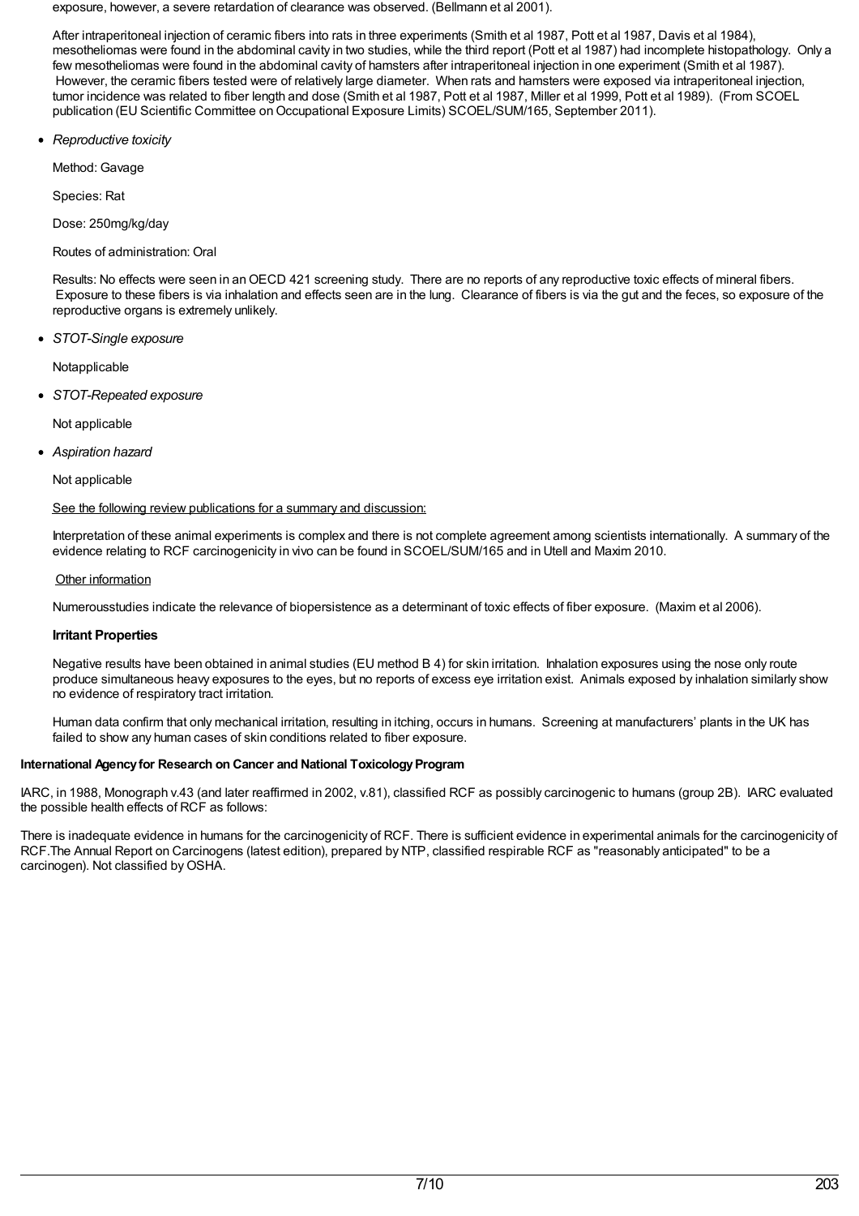exposure, however, a severe retardation of clearance was observed. (Bellmann et al 2001).

After intraperitoneal injection of ceramic fibers into rats in three experiments (Smith et al 1987, Pott et al 1987, Davis et al 1984), mesotheliomas were found in the abdominal cavity in two studies, while the third report (Pott et al 1987) had incomplete histopathology. Only a few mesotheliomas were found in the abdominal cavity of hamsters after intraperitoneal injection in one experiment (Smith et al 1987). However, the ceramic fibers tested were of relatively large diameter. When rats and hamsters were exposed via intraperitoneal injection, tumor incidence was related to fiber length and dose (Smith et al 1987, Pott et al 1987, Miller et al 1999, Pott et al 1989). (From SCOEL publication (EU Scientific Committee on Occupational Exposure Limits) SCOEL/SUM/165, September 2011).

- *Reproductive toxicity*

  Method: Gavage

  Species: Rat

  Dose: 250mg/kg/day

  Routes of administration: Oral

  Results: No effects were seen in an OECD 421 screening study. There are no reports of any reproductive toxic effects of mineral fibers. Exposure to these fibers is via inhalation and effects seen are in the lung. Clearance of fibers is via the gut and the feces, so exposure of the reproductive organs is extremely unlikely.

- *STOT-Single exposure*

  Notapplicable

- *STOT-Repeated exposure*

  Not applicable

- *Aspiration hazard*

  Not applicable

  See the following review publications for a summary and discussion:

  Interpretation of these animal experiments is complex and there is not complete agreement among scientists internationally. A summary of the evidence relating to RCF carcinogenicity in vivo can be found in SCOEL/SUM/165 and in Utell and Maxim 2010.

  Other information

  Numerousstudies indicate the relevance of biopersistence as a determinant of toxic effects of fiber exposure. (Maxim et al 2006).

  **Irritant Properties**

  Negative results have been obtained in animal studies (EU method B 4) for skin irritation. Inhalation exposures using the nose only route produce simultaneous heavy exposures to the eyes, but no reports of excess eye irritation exist. Animals exposed by inhalation similarly show no evidence of respiratory tract irritation.

  Human data confirm that only mechanical irritation, resulting in itching, occurs in humans. Screening at manufacturers' plants in the UK has failed to show any human cases of skin conditions related to fiber exposure.

**International Agency for Research on Cancer and National Toxicology Program**

IARC, in 1988, Monograph v.43 (and later reaffirmed in 2002, v.81), classified RCF as possibly carcinogenic to humans (group 2B). IARC evaluated the possible health effects of RCF as follows:

There is inadequate evidence in humans for the carcinogenicity of RCF. There is sufficient evidence in experimental animals for the carcinogenicity of RCF.The Annual Report on Carcinogens (latest edition), prepared by NTP, classified respirable RCF as "reasonably anticipated" to be a carcinogen). Not classified by OSHA.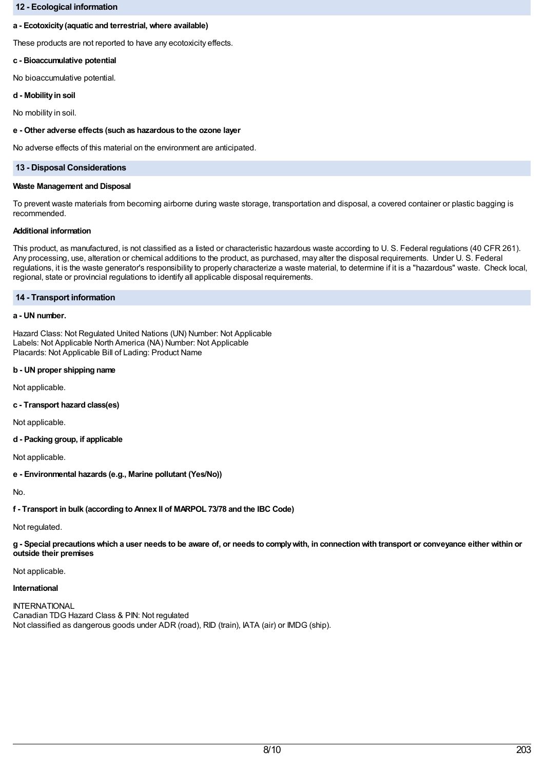## 12 - Ecological information

**a - Ecotoxicity (aquatic and terrestrial, where available)**

These products are not reported to have any ecotoxicity effects.

**c - Bioaccumulative potential**

No bioaccumulative potential.

**d - Mobility in soil**

No mobility in soil.

**e - Other adverse effects (such as hazardous to the ozone layer**

No adverse effects of this material on the environment are anticipated.

## 13 - Disposal Considerations

**Waste Management and Disposal**

To prevent waste materials from becoming airborne during waste storage, transportation and disposal, a covered container or plastic bagging is recommended.

**Additional information**

This product, as manufactured, is not classified as a listed or characteristic hazardous waste according to U. S. Federal regulations (40 CFR 261). Any processing, use, alteration or chemical additions to the product, as purchased, may alter the disposal requirements. Under U. S. Federal regulations, it is the waste generator's responsibility to properly characterize a waste material, to determine if it is a "hazardous" waste. Check local, regional, state or provincial regulations to identify all applicable disposal requirements.

## 14 - Transport information

**a - UN number.**

Hazard Class: Not Regulated United Nations (UN) Number: Not Applicable
Labels: Not Applicable North America (NA) Number: Not Applicable
Placards: Not Applicable Bill of Lading: Product Name

**b - UN proper shipping name**

Not applicable.

**c - Transport hazard class(es)**

Not applicable.

**d - Packing group, if applicable**

Not applicable.

**e - Environmental hazards (e.g., Marine pollutant (Yes/No))**

No.

**f - Transport in bulk (according to Annex II of MARPOL 73/78 and the IBC Code)**

Not regulated.

**g - Special precautions which a user needs to be aware of, or needs to comply with, in connection with transport or conveyance either within or outside their premises**

Not applicable.

**International**

INTERNATIONAL
Canadian TDG Hazard Class & PIN: Not regulated
Not classified as dangerous goods under ADR (road), RID (train), IATA (air) or IMDG (ship).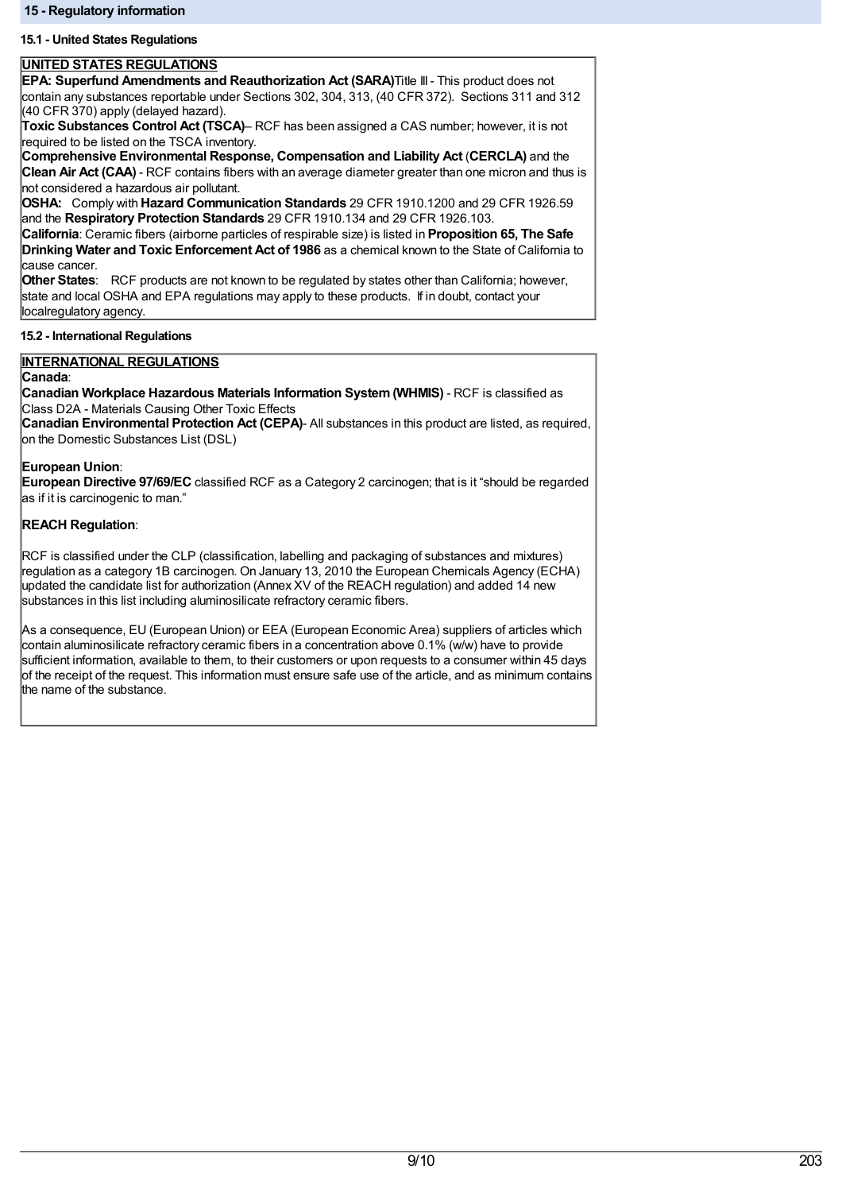## 15 - Regulatory information

### 15.1 - United States Regulations

**UNITED STATES REGULATIONS**

**EPA: Superfund Amendments and Reauthorization Act (SARA)** Title III - This product does not contain any substances reportable under Sections 302, 304, 313, (40 CFR 372). Sections 311 and 312 (40 CFR 370) apply (delayed hazard).

**Toxic Substances Control Act (TSCA)**– RCF has been assigned a CAS number; however, it is not required to be listed on the TSCA inventory.

**Comprehensive Environmental Response, Compensation and Liability Act** (**CERCLA)** and the **Clean Air Act (CAA)** - RCF contains fibers with an average diameter greater than one micron and thus is not considered a hazardous air pollutant.

**OSHA:** Comply with **Hazard Communication Standards** 29 CFR 1910.1200 and 29 CFR 1926.59 and the **Respiratory Protection Standards** 29 CFR 1910.134 and 29 CFR 1926.103.

**California**: Ceramic fibers (airborne particles of respirable size) is listed in **Proposition 65, The Safe Drinking Water and Toxic Enforcement Act of 1986** as a chemical known to the State of California to cause cancer.

**Other States**: RCF products are not known to be regulated by states other than California; however, state and local OSHA and EPA regulations may apply to these products. If in doubt, contact your localregulatory agency.

### 15.2 - International Regulations

**INTERNATIONAL REGULATIONS**

**Canada**:

**Canadian Workplace Hazardous Materials Information System (WHMIS)** - RCF is classified as Class D2A - Materials Causing Other Toxic Effects

**Canadian Environmental Protection Act (CEPA)**- All substances in this product are listed, as required, on the Domestic Substances List (DSL)

**European Union**:

**European Directive 97/69/EC** classified RCF as a Category 2 carcinogen; that is it "should be regarded as if it is carcinogenic to man."

**REACH Regulation**:

RCF is classified under the CLP (classification, labelling and packaging of substances and mixtures) regulation as a category 1B carcinogen. On January 13, 2010 the European Chemicals Agency (ECHA) updated the candidate list for authorization (Annex XV of the REACH regulation) and added 14 new substances in this list including aluminosilicate refractory ceramic fibers.

As a consequence, EU (European Union) or EEA (European Economic Area) suppliers of articles which contain aluminosilicate refractory ceramic fibers in a concentration above 0.1% (w/w) have to provide sufficient information, available to them, to their customers or upon requests to a consumer within 45 days of the receipt of the request. This information must ensure safe use of the article, and as minimum contains the name of the substance.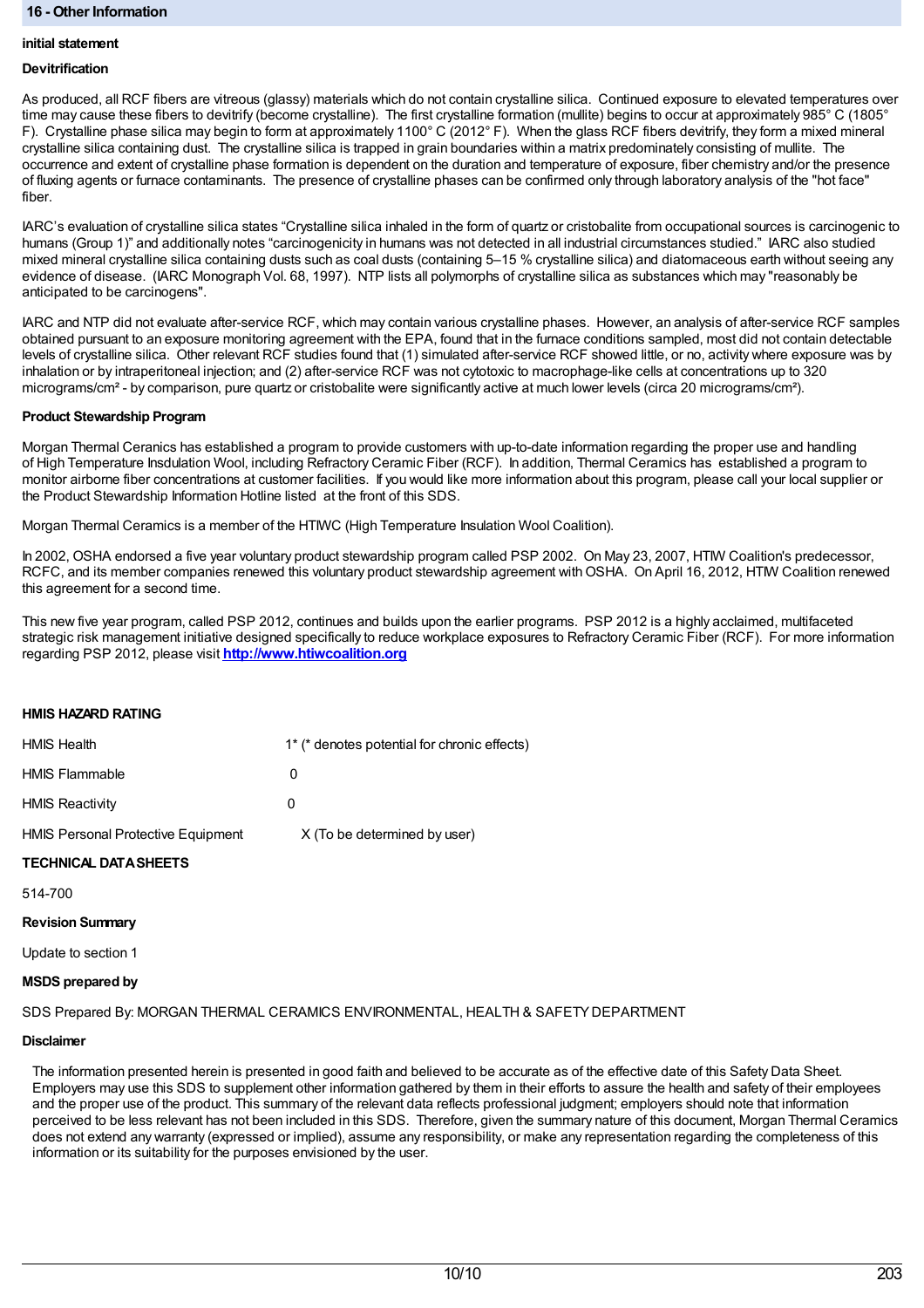## 16 - Other Information

**initial statement**

**Devitrification**

As produced, all RCF fibers are vitreous (glassy) materials which do not contain crystalline silica. Continued exposure to elevated temperatures over time may cause these fibers to devitrify (become crystalline). The first crystalline formation (mullite) begins to occur at approximately 985° C (1805° F). Crystalline phase silica may begin to form at approximately 1100° C (2012° F). When the glass RCF fibers devitrify, they form a mixed mineral crystalline silica containing dust. The crystalline silica is trapped in grain boundaries within a matrix predominately consisting of mullite. The occurrence and extent of crystalline phase formation is dependent on the duration and temperature of exposure, fiber chemistry and/or the presence of fluxing agents or furnace contaminants. The presence of crystalline phases can be confirmed only through laboratory analysis of the "hot face" fiber.

IARC's evaluation of crystalline silica states "Crystalline silica inhaled in the form of quartz or cristobalite from occupational sources is carcinogenic to humans (Group 1)" and additionally notes "carcinogenicity in humans was not detected in all industrial circumstances studied." IARC also studied mixed mineral crystalline silica containing dusts such as coal dusts (containing 5–15 % crystalline silica) and diatomaceous earth without seeing any evidence of disease. (IARC Monograph Vol. 68, 1997). NTP lists all polymorphs of crystalline silica as substances which may "reasonably be anticipated to be carcinogens".

IARC and NTP did not evaluate after-service RCF, which may contain various crystalline phases. However, an analysis of after-service RCF samples obtained pursuant to an exposure monitoring agreement with the EPA, found that in the furnace conditions sampled, most did not contain detectable levels of crystalline silica. Other relevant RCF studies found that (1) simulated after-service RCF showed little, or no, activity where exposure was by inhalation or by intraperitoneal injection; and (2) after-service RCF was not cytotoxic to macrophage-like cells at concentrations up to 320 micrograms/cm² - by comparison, pure quartz or cristobalite were significantly active at much lower levels (circa 20 micrograms/cm²).

**Product Stewardship Program**

Morgan Thermal Ceramics has established a program to provide customers with up-to-date information regarding the proper use and handling of High Temperature Insdulation Wool, including Refractory Ceramic Fiber (RCF). In addition, Thermal Ceramics has established a program to monitor airborne fiber concentrations at customer facilities. If you would like more information about this program, please call your local supplier or the Product Stewardship Information Hotline listed at the front of this SDS.

Morgan Thermal Ceramics is a member of the HTIWC (High Temperature Insulation Wool Coalition).

In 2002, OSHA endorsed a five year voluntary product stewardship program called PSP 2002. On May 23, 2007, HTIW Coalition's predecessor, RCFC, and its member companies renewed this voluntary product stewardship agreement with OSHA. On April 16, 2012, HTIW Coalition renewed this agreement for a second time.

This new five year program, called PSP 2012, continues and builds upon the earlier programs. PSP 2012 is a highly acclaimed, multifaceted strategic risk management initiative designed specifically to reduce workplace exposures to Refractory Ceramic Fiber (RCF). For more information regarding PSP 2012, please visit **http://www.htiwcoalition.org**

**HMIS HAZARD RATING**

| | |
|---|---|
| HMIS Health | 1* (* denotes potential for chronic effects) |
| HMIS Flammable | 0 |
| HMIS Reactivity | 0 |
| HMIS Personal Protective Equipment | X (To be determined by user) |

**TECHNICAL DATA SHEETS**

514-700

**Revision Summary**

Update to section 1

**MSDS prepared by**

SDS Prepared By: MORGAN THERMAL CERAMICS ENVIRONMENTAL, HEALTH & SAFETY DEPARTMENT

**Disclaimer**

The information presented herein is presented in good faith and believed to be accurate as of the effective date of this Safety Data Sheet. Employers may use this SDS to supplement other information gathered by them in their efforts to assure the health and safety of their employees and the proper use of the product. This summary of the relevant data reflects professional judgment; employers should note that information perceived to be less relevant has not been included in this SDS. Therefore, given the summary nature of this document, Morgan Thermal Ceramics does not extend any warranty (expressed or implied), assume any responsibility, or make any representation regarding the completeness of this information or its suitability for the purposes envisioned by the user.